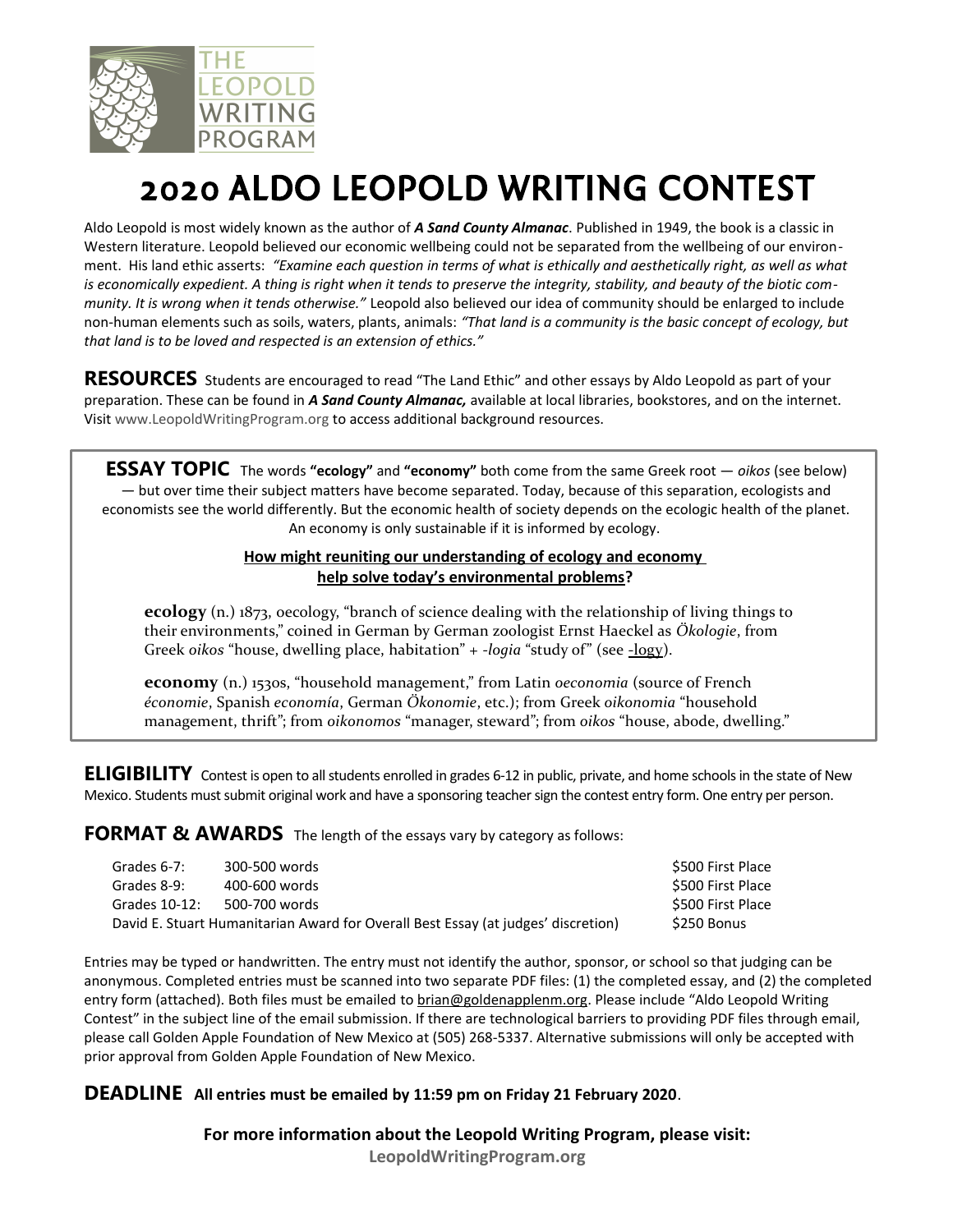THE LEOPOLD WRITING PROGRAM

# 2020 ALDO LEOPOLD WRITING CONTEST

Aldo Leopold is most widely known as the author of ***A Sand County Almanac***. Published in 1949, the book is a classic in Western literature. Leopold believed our economic wellbeing could not be separated from the wellbeing of our environment. His land ethic asserts: *"Examine each question in terms of what is ethically and aesthetically right, as well as what is economically expedient. A thing is right when it tends to preserve the integrity, stability, and beauty of the biotic community. It is wrong when it tends otherwise."* Leopold also believed our idea of community should be enlarged to include non-human elements such as soils, waters, plants, animals: *"That land is a community is the basic concept of ecology, but that land is to be loved and respected is an extension of ethics."*

**RESOURCES** Students are encouraged to read "The Land Ethic" and other essays by Aldo Leopold as part of your preparation. These can be found in ***A Sand County Almanac,*** available at local libraries, bookstores, and on the internet. Visit www.LeopoldWritingProgram.org to access additional background resources.

**ESSAY TOPIC** The words **"ecology"** and **"economy"** both come from the same Greek root — *oikos* (see below) — but over time their subject matters have become separated. Today, because of this separation, ecologists and economists see the world differently. But the economic health of society depends on the ecologic health of the planet. An economy is only sustainable if it is informed by ecology.

**How might reuniting our understanding of ecology and economy help solve today's environmental problems?**

**ecology** (n.) 1873, oecology, "branch of science dealing with the relationship of living things to their environments," coined in German by German zoologist Ernst Haeckel as *Ökologie*, from Greek *oikos* "house, dwelling place, habitation" + *-logia* "study of" (see -logy).

**economy** (n.) 1530s, "household management," from Latin *oeconomia* (source of French *économie*, Spanish *economía*, German *Ökonomie*, etc.); from Greek *oikonomia* "household management, thrift"; from *oikonomos* "manager, steward"; from *oikos* "house, abode, dwelling."

**ELIGIBILITY** Contest is open to all students enrolled in grades 6-12 in public, private, and home schools in the state of New Mexico. Students must submit original work and have a sponsoring teacher sign the contest entry form. One entry per person.

**FORMAT & AWARDS** The length of the essays vary by category as follows:

| | | |
|---|---|---|
| Grades 6-7: | 300-500 words | $500 First Place |
| Grades 8-9: | 400-600 words | $500 First Place |
| Grades 10-12: | 500-700 words | $500 First Place |
| David E. Stuart Humanitarian Award for Overall Best Essay (at judges' discretion) | | $250 Bonus |

Entries may be typed or handwritten. The entry must not identify the author, sponsor, or school so that judging can be anonymous. Completed entries must be scanned into two separate PDF files: (1) the completed essay, and (2) the completed entry form (attached). Both files must be emailed to brian@goldenapplenm.org. Please include "Aldo Leopold Writing Contest" in the subject line of the email submission. If there are technological barriers to providing PDF files through email, please call Golden Apple Foundation of New Mexico at (505) 268-5337. Alternative submissions will only be accepted with prior approval from Golden Apple Foundation of New Mexico.

**DEADLINE All entries must be emailed by 11:59 pm on Friday 21 February 2020**.

**For more information about the Leopold Writing Program, please visit:**
**LeopoldWritingProgram.org**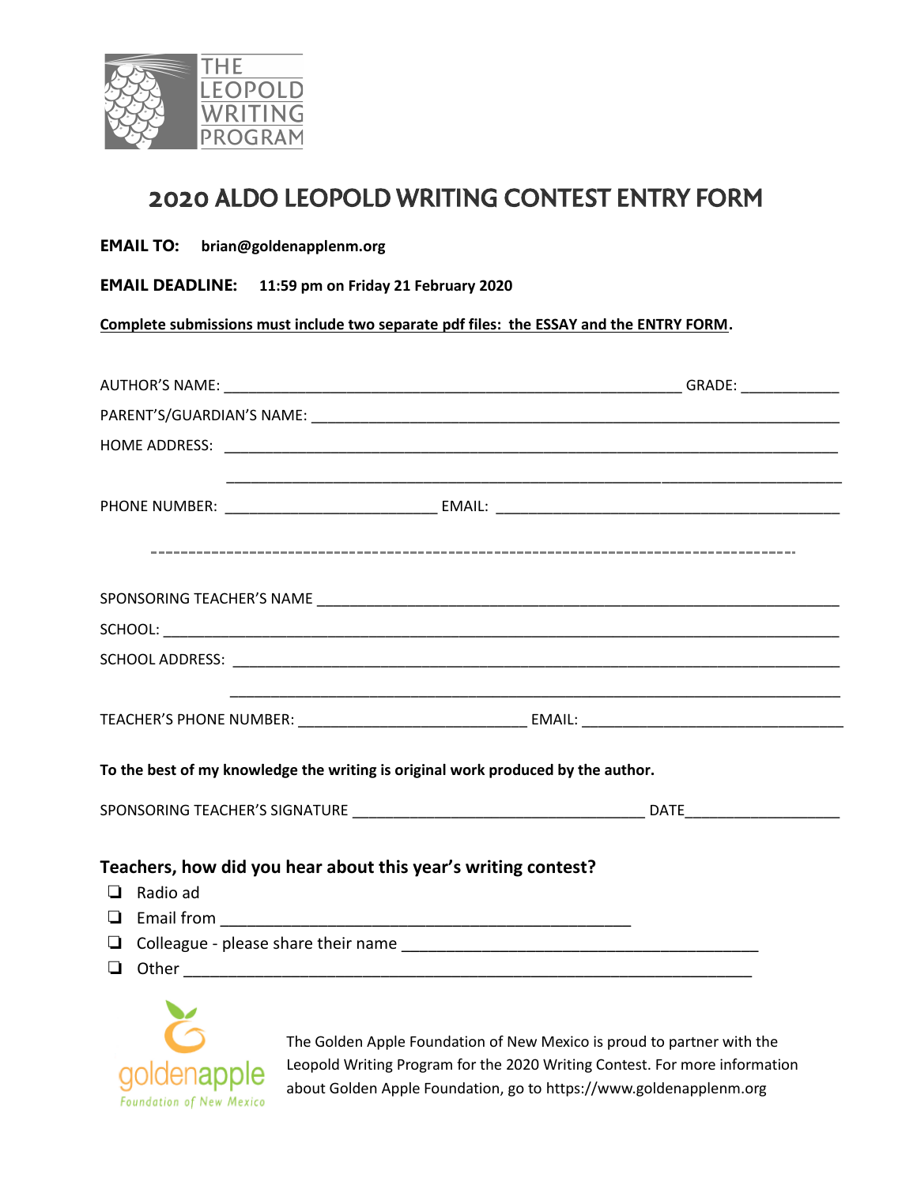THE LEOPOLD WRITING PROGRAM

# 2020 ALDO LEOPOLD WRITING CONTEST ENTRY FORM

**EMAIL TO:** **brian@goldenapplenm.org**

**EMAIL DEADLINE:** **11:59 pm on Friday 21 February 2020**

**Complete submissions must include two separate pdf files: the ESSAY and the ENTRY FORM.**

AUTHOR'S NAME: ______________________________________________ GRADE: __________

PARENT'S/GUARDIAN'S NAME: ______________________________________________________

HOME ADDRESS: ______________________________________________________________

______________________________________________________________

PHONE NUMBER: ____________________ EMAIL: ________________________________

----------------------------------------------------------------------------------

SPONSORING TEACHER'S NAME ______________________________________________________

SCHOOL: ______________________________________________________________________

SCHOOL ADDRESS: _______________________________________________________________

_______________________________________________________________

TEACHER'S PHONE NUMBER: ______________________ EMAIL: __________________________

**To the best of my knowledge the writing is original work produced by the author.**

SPONSORING TEACHER'S SIGNATURE ____________________________ DATE________________

### Teachers, how did you hear about this year's writing contest?

- ❑ Radio ad
- ❑ Email from ________________________________________
- ❑ Colleague - please share their name __________________________________
- ❑ Other _______________________________________________________

goldenapple Foundation of New Mexico

The Golden Apple Foundation of New Mexico is proud to partner with the Leopold Writing Program for the 2020 Writing Contest. For more information about Golden Apple Foundation, go to https://www.goldenapplenm.org